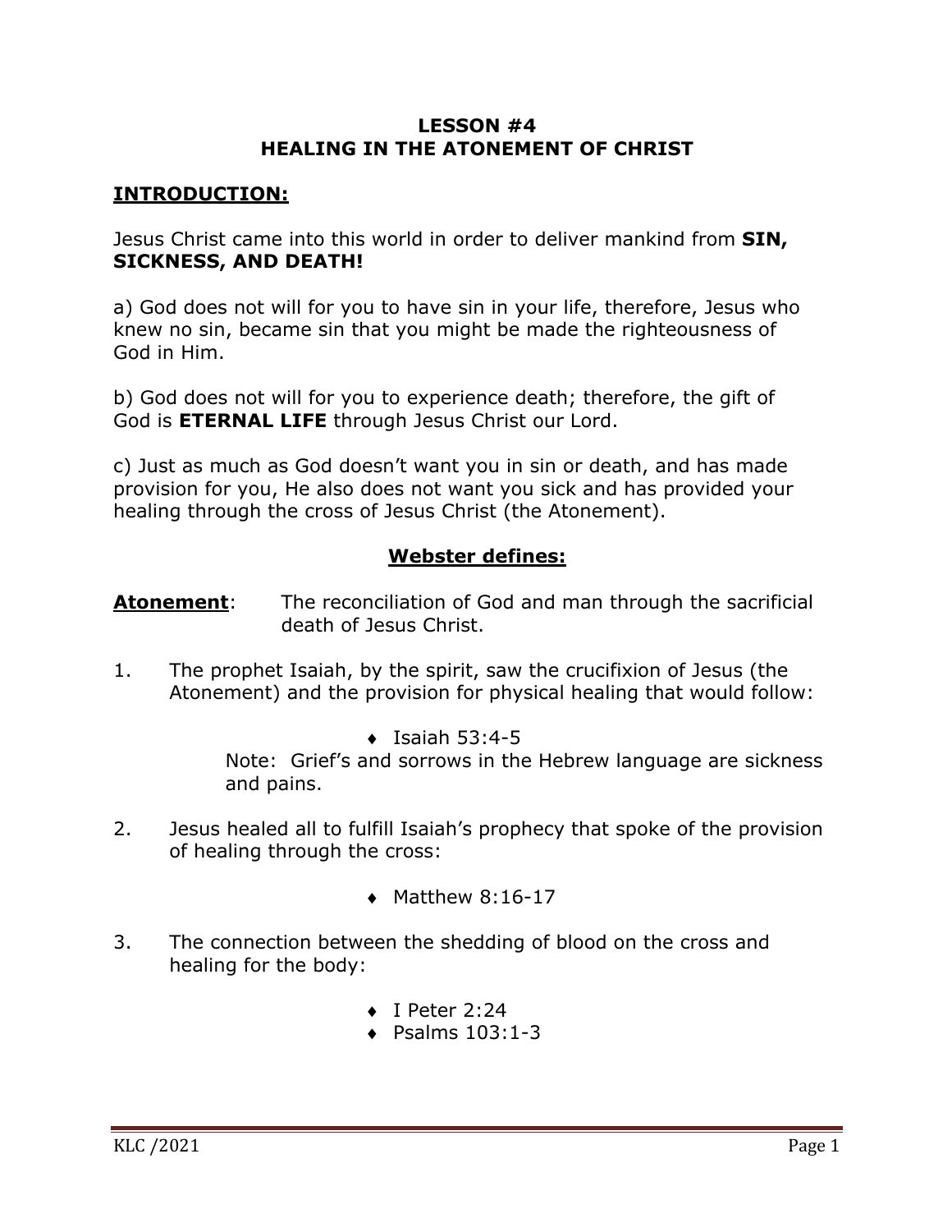**LESSON #4**
**HEALING IN THE ATONEMENT OF CHRIST**

## INTRODUCTION:

Jesus Christ came into this world in order to deliver mankind from **SIN, SICKNESS, AND DEATH!**

a) God does not will for you to have sin in your life, therefore, Jesus who knew no sin, became sin that you might be made the righteousness of God in Him.

b) God does not will for you to experience death; therefore, the gift of God is **ETERNAL LIFE** through Jesus Christ our Lord.

c) Just as much as God doesn't want you in sin or death, and has made provision for you, He also does not want you sick and has provided your healing through the cross of Jesus Christ (the Atonement).

### Webster defines:

**Atonement**: The reconciliation of God and man through the sacrificial death of Jesus Christ.

1. The prophet Isaiah, by the spirit, saw the crucifixion of Jesus (the Atonement) and the provision for physical healing that would follow:

   - Isaiah 53:4-5

   Note: Grief's and sorrows in the Hebrew language are sickness and pains.

2. Jesus healed all to fulfill Isaiah's prophecy that spoke of the provision of healing through the cross:

   - Matthew 8:16-17

3. The connection between the shedding of blood on the cross and healing for the body:

   - I Peter 2:24
   - Psalms 103:1-3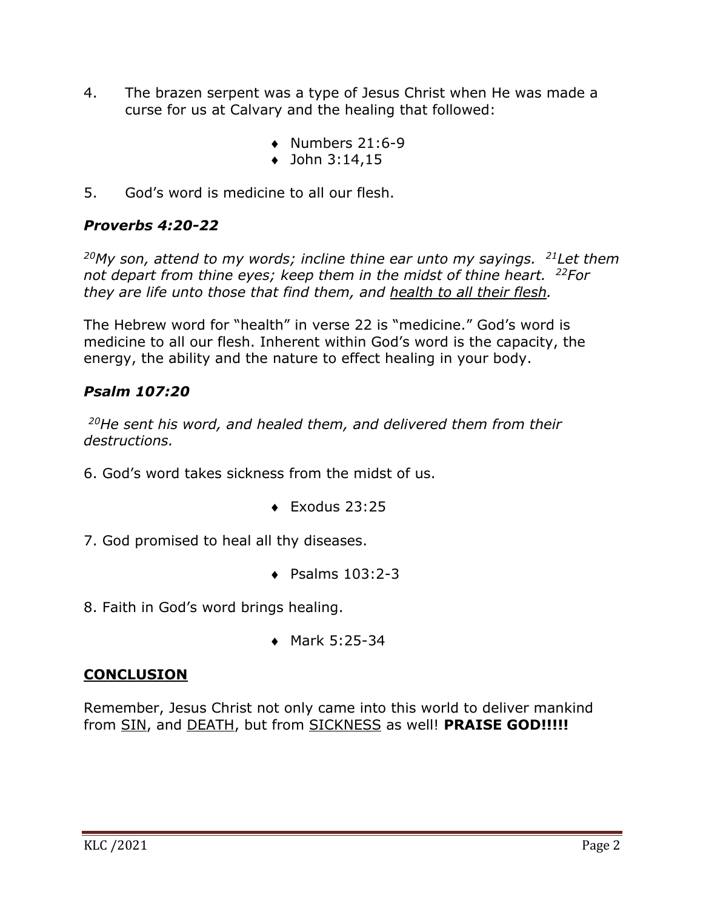4. The brazen serpent was a type of Jesus Christ when He was made a curse for us at Calvary and the healing that followed:

   - Numbers 21:6-9
   - John 3:14,15

5. God's word is medicine to all our flesh.

### *Proverbs 4:20-22*

*[20]My son, attend to my words; incline thine ear unto my sayings. [21]Let them not depart from thine eyes; keep them in the midst of thine heart. [22]For they are life unto those that find them, and <u>health to all their flesh</u>.*

The Hebrew word for "health" in verse 22 is "medicine." God's word is medicine to all our flesh. Inherent within God's word is the capacity, the energy, the ability and the nature to effect healing in your body.

### *Psalm 107:20*

*[20]He sent his word, and healed them, and delivered them from their destructions.*

6. God's word takes sickness from the midst of us.

   - Exodus 23:25

7. God promised to heal all thy diseases.

   - Psalms 103:2-3

8. Faith in God's word brings healing.

   - Mark 5:25-34

## <u>CONCLUSION</u>

Remember, Jesus Christ not only came into this world to deliver mankind from <u>SIN</u>, and <u>DEATH</u>, but from <u>SICKNESS</u> as well! **PRAISE GOD!!!!!**